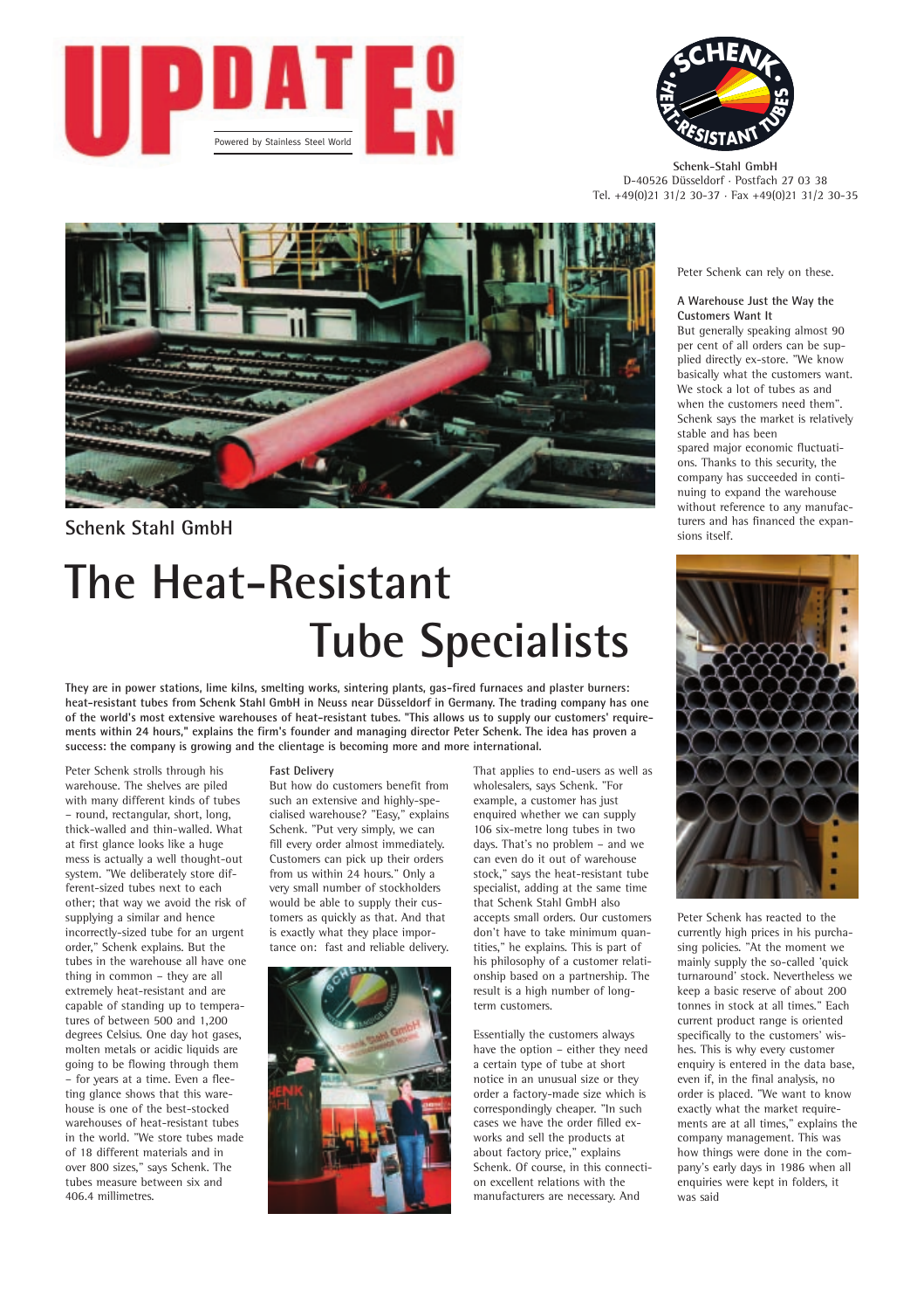UPDATE ON

Powered by Stainless Steel World

Schenk-Stahl GmbH
D-40526 Düsseldorf · Postfach 27 03 38
Tel. +49(0)21 31/2 30-37 · Fax +49(0)21 31/2 30-35

## Schenk Stahl GmbH

# The Heat-Resistant Tube Specialists

**They are in power stations, lime kilns, smelting works, sintering plants, gas-fired furnaces and plaster burners: heat-resistant tubes from Schenk Stahl GmbH in Neuss near Düsseldorf in Germany. The trading company has one of the world's most extensive warehouses of heat-resistant tubes. "This allows us to supply our customers' requirements within 24 hours," explains the firm's founder and managing director Peter Schenk. The idea has proven a success: the company is growing and the clientage is becoming more and more international.**

Peter Schenk strolls through his warehouse. The shelves are piled with many different kinds of tubes – round, rectangular, short, long, thick-walled and thin-walled. What at first glance looks like a huge mess is actually a well thought-out system. "We deliberately store different-sized tubes next to each other; that way we avoid the risk of supplying a similar and hence incorrectly-sized tube for an urgent order," Schenk explains. But the tubes in the warehouse all have one thing in common – they are all extremely heat-resistant and are capable of standing up to temperatures of between 500 and 1,200 degrees Celsius. One day hot gases, molten metals or acidic liquids are going to be flowing through them – for years at a time. Even a fleeting glance shows that this warehouse is one of the best-stocked warehouses of heat-resistant tubes in the world. "We store tubes made of 18 different materials and in over 800 sizes," says Schenk. The tubes measure between six and 406.4 millimetres.

### Fast Delivery

But how do customers benefit from such an extensive and highly-specialised warehouse? "Easy," explains Schenk. "Put very simply, we can fill every order almost immediately. Customers can pick up their orders from us within 24 hours." Only a very small number of stockholders would be able to supply their customers as quickly as that. And that is exactly what they place importance on: fast and reliable delivery.

That applies to end-users as well as wholesalers, says Schenk. "For example, a customer has just enquired whether we can supply 106 six-metre long tubes in two days. That's no problem – and we can even do it out of warehouse stock," says the heat-resistant tube specialist, adding at the same time that Schenk Stahl GmbH also accepts small orders. Our customers don't have to take minimum quantities," he explains. This is part of his philosophy of a customer relationship based on a partnership. The result is a high number of long-term customers.

Essentially the customers always have the option – either they need a certain type of tube at short notice in an unusual size or they order a factory-made size which is correspondingly cheaper. "In such cases we have the order filled ex-works and sell the products at about factory price," explains Schenk. Of course, in this connection excellent relations with the manufacturers are necessary. And Peter Schenk can rely on these.

### A Warehouse Just the Way the Customers Want It

But generally speaking almost 90 per cent of all orders can be supplied directly ex-store. "We know basically what the customers want. We stock a lot of tubes as and when the customers need them". Schenk says the market is relatively stable and has been spared major economic fluctuations. Thanks to this security, the company has succeeded in continuing to expand the warehouse without reference to any manufacturers and has financed the expansions itself.

Peter Schenk has reacted to the currently high prices in his purchasing policies. "At the moment we mainly supply the so-called 'quick turnaround' stock. Nevertheless we keep a basic reserve of about 200 tonnes in stock at all times." Each current product range is oriented specifically to the customers' wishes. This is why every customer enquiry is entered in the data base, even if, in the final analysis, no order is placed. "We want to know exactly what the market requirements are at all times," explains the company management. This was how things were done in the company's early days in 1986 when all enquiries were kept in folders, it was said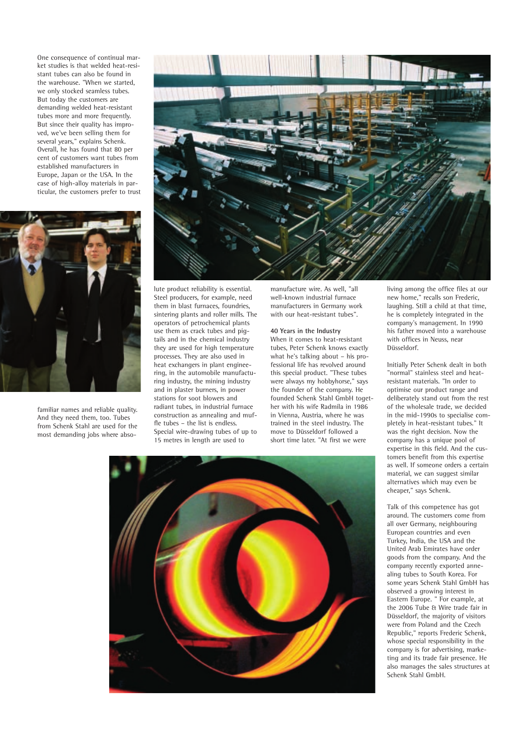One consequence of continual market studies is that welded heat-resistant tubes can also be found in the warehouse. "When we started, we only stocked seamless tubes. But today the customers are demanding welded heat-resistant tubes more and more frequently. But since their quality has improved, we've been selling them for several years," explains Schenk. Overall, he has found that 80 per cent of customers want tubes from established manufacturers in Europe, Japan or the USA. In the case of high-alloy materials in particular, the customers prefer to trust familiar names and reliable quality. And they need them, too. Tubes from Schenk Stahl are used for the most demanding jobs where absolute product reliability is essential. Steel producers, for example, need them in blast furnaces, foundries, sintering plants and roller mills. The operators of petrochemical plants use them as crack tubes and pigtails and in the chemical industry they are used for high temperature processes. They are also used in heat exchangers in plant engineering, in the automobile manufacturing industry, the mining industry and in plaster burners, in power stations for soot blowers and radiant tubes, in industrial furnace construction as annealing and muffle tubes – the list is endless. Special wire-drawing tubes of up to 15 metres in length are used to manufacture wire. As well, "all well-known industrial furnace manufacturers in Germany work with our heat-resistant tubes".

### 40 Years in the Industry

When it comes to heat-resistant tubes, Peter Schenk knows exactly what he's talking about – his professional life has revolved around this special product. "These tubes were always my hobbyhorse," says the founder of the company. He founded Schenk Stahl GmbH together with his wife Radmila in 1986 in Vienna, Austria, where he was trained in the steel industry. The move to Düsseldorf followed a short time later. "At first we were living among the office files at our new home," recalls son Frederic, laughing. Still a child at that time, he is completely integrated in the company's management. In 1990 his father moved into a warehouse with offices in Neuss, near Düsseldorf.

Initially Peter Schenk dealt in both "normal" stainless steel and heat-resistant materials. "In order to optimise our product range and deliberately stand out from the rest of the wholesale trade, we decided in the mid-1990s to specialise completely in heat-resistant tubes." It was the right decision. Now the company has a unique pool of expertise in this field. And the customers benefit from this expertise as well. If someone orders a certain material, we can suggest similar alternatives which may even be cheaper," says Schenk.

Talk of this competence has got around. The customers come from all over Germany, neighbouring European countries and even Turkey, India, the USA and the United Arab Emirates have order goods from the company. And the company recently exported annealing tubes to South Korea. For some years Schenk Stahl GmbH has observed a growing interest in Eastern Europe. " For example, at the 2006 Tube & Wire trade fair in Düsseldorf, the majority of visitors were from Poland and the Czech Republic," reports Frederic Schenk, whose special responsibility in the company is for advertising, marketing and its trade fair presence. He also manages the sales structures at Schenk Stahl GmbH.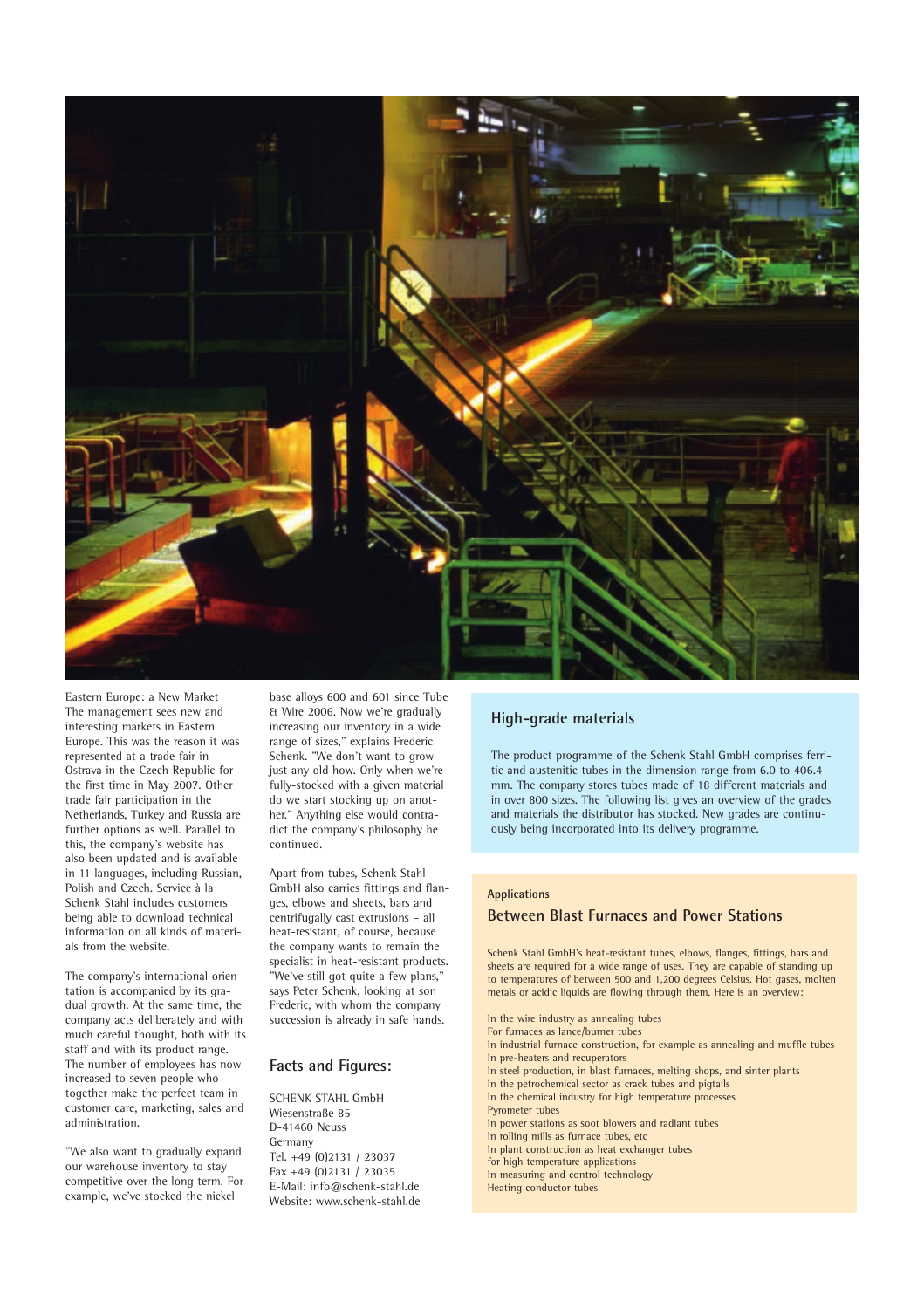Eastern Europe: a New Market
The management sees new and interesting markets in Eastern Europe. This was the reason it was represented at a trade fair in Ostrava in the Czech Republic for the first time in May 2007. Other trade fair participation in the Netherlands, Turkey and Russia are further options as well. Parallel to this, the company's website has also been updated and is available in 11 languages, including Russian, Polish and Czech. Service à la Schenk Stahl includes customers being able to download technical information on all kinds of materials from the website.

The company's international orientation is accompanied by its gradual growth. At the same time, the company acts deliberately and with much careful thought, both with its staff and with its product range. The number of employees has now increased to seven people who together make the perfect team in customer care, marketing, sales and administration.

"We also want to gradually expand our warehouse inventory to stay competitive over the long term. For example, we've stocked the nickel base alloys 600 and 601 since Tube & Wire 2006. Now we're gradually increasing our inventory in a wide range of sizes," explains Frederic Schenk. "We don't want to grow just any old how. Only when we're fully-stocked with a given material do we start stocking up on another." Anything else would contradict the company's philosophy he continued.

Apart from tubes, Schenk Stahl GmbH also carries fittings and flanges, elbows and sheets, bars and centrifugally cast extrusions – all heat-resistant, of course, because the company wants to remain the specialist in heat-resistant products. "We've still got quite a few plans," says Peter Schenk, looking at son Frederic, with whom the company succession is already in safe hands.

## Facts and Figures:

SCHENK STAHL GmbH
Wiesenstraße 85
D-41460 Neuss
Germany
Tel. +49 (0)2131 / 23037
Fax +49 (0)2131 / 23035
E-Mail: info@schenk-stahl.de
Website: www.schenk-stahl.de

## High-grade materials

The product programme of the Schenk Stahl GmbH comprises ferritic and austenitic tubes in the dimension range from 6.0 to 406.4 mm. The company stores tubes made of 18 different materials and in over 800 sizes. The following list gives an overview of the grades and materials the distributor has stocked. New grades are continuously being incorporated into its delivery programme.

Applications

## Between Blast Furnaces and Power Stations

Schenk Stahl GmbH's heat-resistant tubes, elbows, flanges, fittings, bars and sheets are required for a wide range of uses. They are capable of standing up to temperatures of between 500 and 1,200 degrees Celsius. Hot gases, molten metals or acidic liquids are flowing through them. Here is an overview:

In the wire industry as annealing tubes
For furnaces as lance/burner tubes
In industrial furnace construction, for example as annealing and muffle tubes
In pre-heaters and recuperators
In steel production, in blast furnaces, melting shops, and sinter plants
In the petrochemical sector as crack tubes and pigtails
In the chemical industry for high temperature processes
Pyrometer tubes
In power stations as soot blowers and radiant tubes
In rolling mills as furnace tubes, etc
In plant construction as heat exchanger tubes
for high temperature applications
In measuring and control technology
Heating conductor tubes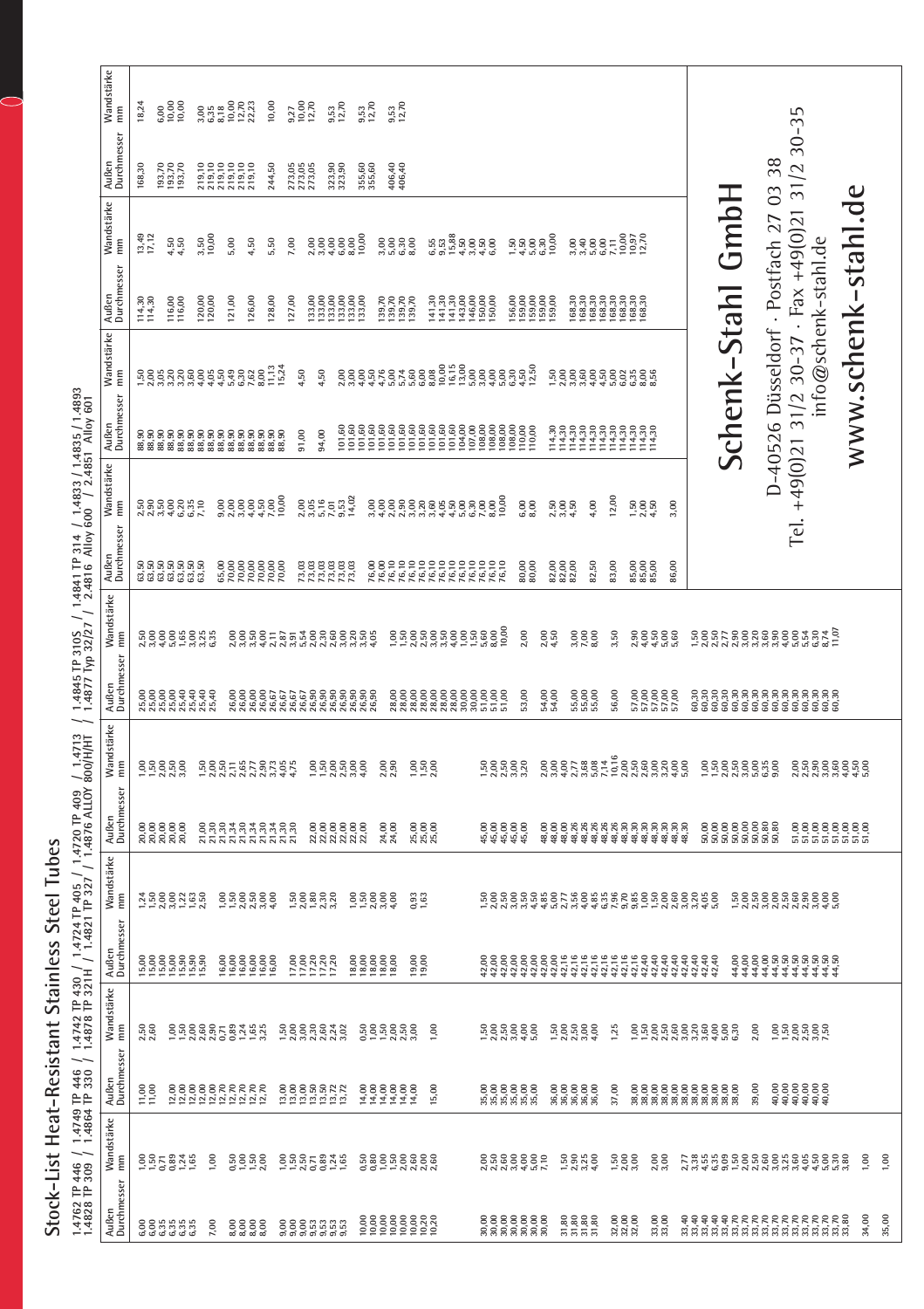# Stock-List Heat-Resistant Stainless Steel Tubes

1.4762 TP 446 / 1.4749 TP 446 / 1.4742 TP 430 / 1.4724 TP 405 / 1.4720 TP 409 / 1.4713 / 1.4845 TP 310S / 1.4841 TP 314 / 1.4833 / 1.4835 / 1.4893
1.4828 TP 309 / 1.4864 TP 330 / 1.4878 TP 321H / 1.4821 TP 327 / 1.4876 ALLOY 800/HT / 1.4877 Typ 32/27 / 2.4816 Alloy 600 / 2.4851 Alloy 601

| Außen Durchmesser mm | Wandstärke mm |
|---|---|
| 6,00 | 1,00 |
| 6,00 | 1,50 |
| 6,35 | 0,71 |
| 6,35 | 0,89 |
| 6,35 | 1,24 |
| 6,35 | 1,65 |
| 7,00 | 1,00 |
| 8,00 | 0,50 |
| 8,00 | 1,00 |
| 8,00 | 1,50 |
| 8,00 | 2,00 |
| 9,00 | 1,00 |
| 9,00 | 1,50 |
| 9,00 | 2,50 |
| 9,53 | 0,71 |
| 9,53 | 0,89 |
| 9,53 | 1,24 |
| 9,53 | 1,65 |
| 10,00 | 0,50 |
| 10,00 | 0,80 |
| 10,00 | 1,00 |
| 10,00 | 1,50 |
| 10,00 | 2,00 |
| 10,20 | 2,00 |
| 10,20 | 2,60 |
| 30,00 | 2,00 |
| 30,00 | 2,50 |
| 30,00 | 2,60 |
| 30,00 | 3,00 |
| 30,00 | 4,00 |
| 30,00 | 5,00 |
| 30,00 | 7,10 |
| 31,80 | 1,50 |
| 31,80 | 2,00 |
| 31,80 | 3,25 |
| 31,80 | 4,00 |
| 32,00 | 1,50 |
| 32,00 | 2,00 |
| 32,00 | 3,00 |
| 33,00 | 2,00 |
| 33,00 | 3,00 |
| 33,40 | 2,77 |
| 33,40 | 3,38 |
| 33,40 | 4,55 |
| 33,40 | 6,35 |
| 33,40 | 9,09 |
| 33,70 | 1,50 |
| 33,70 | 2,00 |
| 33,70 | 2,50 |
| 33,70 | 2,60 |
| 33,70 | 3,00 |
| 33,70 | 3,25 |
| 33,70 | 3,60 |
| 33,70 | 4,05 |
| 33,70 | 4,50 |
| 33,70 | 5,00 |
| 33,70 | 5,30 |
| 33,80 | 3,80 |
| 34,00 | 1,00 |
| 35,00 | 1,00 |

| Außen Durchmesser mm | Wandstärke mm |
|---|---|
| 11,00 | 2,50 |
| 11,00 | 2,60 |
| 12,00 | 1,00 |
| 12,00 | 1,50 |
| 12,00 | 2,00 |
| 12,00 | 2,60 |
| 12,00 | 2,90 |
| 12,70 | 0,71 |
| 12,70 | 0,89 |
| 12,70 | 1,24 |
| 12,70 | 1,65 |
| 12,70 | 3,25 |
| 13,00 | 1,50 |
| 13,00 | 2,00 |
| 13,00 | 3,00 |
| 13,50 | 2,30 |
| 13,50 | 2,60 |
| 13,72 | 2,24 |
| 13,72 | 3,02 |
| 14,00 | 0,50 |
| 14,00 | 1,00 |
| 14,00 | 1,50 |
| 14,00 | 2,00 |
| 14,00 | 2,50 |
| 14,00 | 3,00 |
| 15,00 | 1,00 |
| 35,00 | 1,50 |
| 35,00 | 2,00 |
| 35,00 | 2,50 |
| 35,00 | 3,00 |
| 35,00 | 4,00 |
| 35,00 | 5,00 |
| 36,00 | 1,50 |
| 36,00 | 2,00 |
| 36,00 | 2,50 |
| 36,00 | 3,00 |
| 36,00 | 4,00 |
| 37,00 | 1,25 |
| 38,00 | 1,00 |
| 38,00 | 1,50 |
| 38,00 | 2,00 |
| 38,00 | 2,50 |
| 38,00 | 2,60 |
| 38,00 | 3,00 |
| 38,00 | 3,20 |
| 38,00 | 3,60 |
| 38,00 | 4,00 |
| 38,00 | 5,00 |
| 38,00 | 6,30 |
| 39,00 | 2,00 |
| 40,00 | 1,00 |
| 40,00 | 1,50 |
| 40,00 | 2,00 |
| 40,00 | 2,50 |
| 40,00 | 3,00 |
| 40,00 | 7,50 |

| Außen Durchmesser mm | Wandstärke mm |
|---|---|
| 15,00 | 1,24 |
| 15,00 | 1,50 |
| 15,00 | 2,00 |
| 15,00 | 3,00 |
| 15,90 | 1,22 |
| 15,90 | 1,63 |
| 15,90 | 2,50 |
| 16,00 | 1,00 |
| 16,00 | 1,50 |
| 16,00 | 2,00 |
| 16,00 | 2,50 |
| 16,00 | 3,00 |
| 16,00 | 4,00 |
| 17,00 | 1,50 |
| 17,00 | 2,00 |
| 17,20 | 1,80 |
| 17,20 | 2,30 |
| 17,20 | 3,20 |
| 18,00 | 1,00 |
| 18,00 | 1,50 |
| 18,00 | 2,00 |
| 18,00 | 3,00 |
| 18,00 | 4,00 |
| 19,00 | 0,93 |
| 19,00 | 1,63 |
| 42,00 | 1,50 |
| 42,00 | 2,00 |
| 42,00 | 2,50 |
| 42,00 | 3,00 |
| 42,00 | 3,50 |
| 42,00 | 4,50 |
| 42,00 | 4,85 |
| 42,00 | 5,00 |
| 42,16 | 2,77 |
| 42,16 | 3,56 |
| 42,16 | 4,00 |
| 42,16 | 4,85 |
| 42,16 | 6,35 |
| 42,16 | 7,96 |
| 42,16 | 9,70 |
| 42,16 | 9,85 |
| 42,40 | 1,00 |
| 42,40 | 1,50 |
| 42,40 | 2,00 |
| 42,40 | 2,60 |
| 42,40 | 3,00 |
| 42,40 | 3,20 |
| 42,40 | 4,05 |
| 42,40 | 5,00 |
| 44,00 | 1,50 |
| 44,00 | 2,00 |
| 44,00 | 2,50 |
| 44,00 | 3,00 |
| 44,50 | 2,00 |
| 44,50 | 2,50 |
| 44,50 | 2,60 |
| 44,50 | 2,90 |
| 44,50 | 3,00 |
| 44,50 | 4,00 |
| 44,50 | 5,00 |

| Außen Durchmesser mm | Wandstärke mm |
|---|---|
| 20,00 | 1,00 |
| 20,00 | 1,50 |
| 20,00 | 2,00 |
| 20,00 | 2,50 |
| 20,00 | 3,00 |
| 21,00 | 1,50 |
| 21,30 | 2,00 |
| 21,30 | 2,50 |
| 21,34 | 2,11 |
| 21,30 | 2,65 |
| 21,34 | 2,77 |
| 21,30 | 2,90 |
| 21,34 | 3,73 |
| 21,30 | 4,05 |
| 21,30 | 4,75 |
| 22,00 | 1,00 |
| 22,00 | 1,50 |
| 22,00 | 2,00 |
| 22,00 | 2,50 |
| 22,00 | 3,00 |
| 22,00 | 4,00 |
| 24,00 | 2,00 |
| 24,00 | 2,90 |
| 25,00 | 1,00 |
| 25,00 | 1,50 |
| 25,00 | 2,00 |
| 45,00 | 1,50 |
| 45,00 | 2,00 |
| 45,00 | 2,50 |
| 45,00 | 3,00 |
| 45,00 | 3,20 |
| 48,00 | 2,00 |
| 48,00 | 3,00 |
| 48,00 | 4,00 |
| 48,26 | 2,77 |
| 48,26 | 3,68 |
| 48,26 | 5,08 |
| 48,26 | 7,14 |
| 48,26 | 10,16 |
| 48,30 | 2,00 |
| 48,30 | 2,50 |
| 48,30 | 2,60 |
| 48,30 | 3,00 |
| 48,30 | 3,20 |
| 48,30 | 4,00 |
| 48,30 | 5,00 |
| 50,00 | 1,00 |
| 50,00 | 1,50 |
| 50,00 | 2,00 |
| 50,00 | 2,50 |
| 50,00 | 3,00 |
| 50,80 | 5,00 |
| 50,80 | 6,35 |
| 50,80 | 9,00 |
| 51,00 | 2,00 |
| 51,00 | 2,50 |
| 51,00 | 2,90 |
| 51,00 | 3,00 |
| 51,00 | 3,60 |
| 51,00 | 4,00 |
| 51,00 | 4,50 |
| 51,00 | 5,00 |

| Außen Durchmesser mm | Wandstärke mm |
|---|---|
| 25,00 | 2,50 |
| 25,00 | 3,00 |
| 25,00 | 4,00 |
| 25,00 | 5,00 |
| 25,40 | 1,65 |
| 25,40 | 3,00 |
| 25,40 | 3,25 |
| 25,40 | 6,35 |
| 26,00 | 2,00 |
| 26,00 | 3,00 |
| 26,00 | 3,50 |
| 26,00 | 4,00 |
| 26,67 | 2,11 |
| 26,67 | 2,87 |
| 26,67 | 3,91 |
| 26,67 | 5,54 |
| 26,90 | 2,00 |
| 26,90 | 2,30 |
| 26,90 | 2,60 |
| 26,90 | 3,00 |
| 26,90 | 3,20 |
| 26,90 | 3,50 |
| 26,90 | 4,05 |
| 28,00 | 1,00 |
| 28,00 | 1,50 |
| 28,00 | 2,00 |
| 28,00 | 2,50 |
| 28,00 | 3,00 |
| 28,00 | 3,50 |
| 28,00 | 4,00 |
| 30,00 | 1,00 |
| 30,00 | 1,50 |
| 51,00 | 5,60 |
| 51,00 | 8,00 |
| 51,00 | 10,00 |
| 53,00 | 2,00 |
| 54,00 | 2,00 |
| 54,00 | 4,50 |
| 55,00 | 3,00 |
| 55,00 | 7,00 |
| 55,00 | 8,00 |
| 56,00 | 3,50 |
| 57,00 | 2,90 |
| 57,00 | 4,00 |
| 57,00 | 4,50 |
| 57,00 | 5,00 |
| 57,00 | 5,60 |
| 60,30 | 1,50 |
| 60,30 | 2,00 |
| 60,30 | 2,50 |
| 60,30 | 2,77 |
| 60,30 | 2,90 |
| 60,30 | 3,00 |
| 60,30 | 3,20 |
| 60,30 | 3,60 |
| 60,30 | 3,90 |
| 60,30 | 4,00 |
| 60,30 | 5,00 |
| 60,30 | 5,54 |
| 60,30 | 6,30 |
| 60,30 | 8,74 |
| 60,30 | 11,07 |

| Außen Durchmesser mm | Wandstärke mm |
|---|---|
| 63,50 | 2,50 |
| 63,50 | 2,90 |
| 63,50 | 3,50 |
| 63,50 | 4,00 |
| 63,50 | 6,20 |
| 63,50 | 6,35 |
| 63,50 | 7,10 |
| 65,00 | 9,00 |
| 70,00 | 2,00 |
| 70,00 | 3,00 |
| 70,00 | 4,00 |
| 70,00 | 4,50 |
| 70,00 | 7,00 |
| 70,00 | 10,00 |
| 73,03 | 2,00 |
| 73,03 | 3,05 |
| 73,03 | 5,16 |
| 73,03 | 7,01 |
| 73,03 | 9,53 |
| 73,03 | 14,02 |
| 76,00 | 3,00 |
| 76,00 | 4,00 |
| 76,10 | 2,00 |
| 76,10 | 2,90 |
| 76,10 | 3,00 |
| 76,10 | 3,20 |
| 76,10 | 3,60 |
| 76,10 | 4,05 |
| 76,10 | 4,50 |
| 76,10 | 5,00 |
| 76,10 | 6,30 |
| 76,10 | 7,00 |
| 76,10 | 8,00 |
| 76,10 | 10,00 |
| 80,00 | 6,00 |
| 80,00 | 8,00 |
| 82,00 | 2,50 |
| 82,00 | 3,00 |
| 82,00 | 4,50 |
| 82,50 | 4,00 |
| 83,00 | 12,00 |
| 85,00 | 1,50 |
| 85,00 | 2,00 |
| 85,00 | 4,50 |
| 86,00 | 3,00 |

| Außen Durchmesser mm | Wandstärke mm |
|---|---|
| 88,90 | 1,50 |
| 88,90 | 2,00 |
| 88,90 | 3,05 |
| 88,90 | 3,20 |
| 88,90 | 3,60 |
| 88,90 | 4,00 |
| 88,90 | 4,05 |
| 88,90 | 4,50 |
| 88,90 | 5,49 |
| 88,90 | 6,30 |
| 88,90 | 7,62 |
| 88,90 | 8,00 |
| 88,90 | 11,13 |
| 88,90 | 15,24 |
| 91,00 | 4,50 |
| 94,00 | 4,50 |
| 101,60 | 2,00 |
| 101,60 | 3,00 |
| 101,60 | 4,00 |
| 101,60 | 4,50 |
| 101,60 | 4,76 |
| 101,60 | 5,00 |
| 101,60 | 5,74 |
| 101,60 | 5,60 |
| 101,60 | 6,00 |
| 101,60 | 8,08 |
| 101,60 | 10,00 |
| 101,60 | 16,15 |
| 104,00 | 13,00 |
| 107,00 | 5,00 |
| 108,00 | 3,00 |
| 108,00 | 4,00 |
| 108,00 | 5,00 |
| 108,00 | 6,30 |
| 110,00 | 4,50 |
| 110,00 | 12,50 |
| 114,30 | 1,50 |
| 114,30 | 2,00 |
| 114,30 | 3,00 |
| 114,30 | 3,60 |
| 114,30 | 4,00 |
| 114,30 | 4,50 |
| 114,30 | 5,00 |
| 114,30 | 6,02 |
| 114,30 | 6,35 |
| 114,30 | 8,00 |
| 114,30 | 8,56 |

| Außen Durchmesser mm | Wandstärke mm |
|---|---|
| 114,30 | 13,49 |
| 114,30 | 17,12 |
| 116,00 | 4,50 |
| 116,00 | 4,50 |
| 120,00 | 3,50 |
| 120,00 | 10,00 |
| 121,00 | 5,00 |
| 126,00 | 4,50 |
| 128,00 | 5,50 |
| | 7,00 |
| 133,00 | 2,00 |
| 133,00 | 3,00 |
| 133,00 | 4,00 |
| 133,00 | 6,00 |
| 133,00 | 8,00 |
| 133,00 | 10,00 |
| 139,70 | 3,00 |
| 139,70 | 5,00 |
| 139,70 | 6,30 |
| 139,70 | 8,00 |
| 141,30 | 6,55 |
| 141,30 | 9,53 |
| 141,30 | 15,88 |
| 143,00 | 4,50 |
| 146,00 | 3,00 |
| 150,00 | 4,50 |
| 150,00 | 6,00 |
| 156,00 | 1,50 |
| 159,00 | 4,50 |
| 159,00 | 5,00 |
| 159,00 | 6,30 |
| 159,00 | 10,00 |
| 168,30 | 3,00 |
| 168,30 | 3,40 |
| 168,30 | 5,00 |
| 168,30 | 6,00 |
| 168,30 | 7,11 |
| 168,30 | 10,00 |
| 168,30 | 10,97 |
| 168,30 | 12,70 |

| Außen Durchmesser mm | Wandstärke mm |
|---|---|
| 168,30 | 18,24 |
| 193,70 | 6,00 |
| 193,70 | 10,00 |
| 193,70 | 10,00 |
| 219,10 | 3,00 |
| 219,10 | 6,35 |
| 219,10 | 8,18 |
| 219,10 | 10,00 |
| 219,10 | 12,70 |
| 219,10 | 22,23 |
| 244,50 | 10,00 |
| 273,05 | 9,27 |
| 273,05 | 10,00 |
| 273,05 | 12,70 |
| 323,90 | 9,53 |
| 323,90 | 12,70 |
| 355,60 | 9,53 |
| 355,60 | 12,70 |
| 406,40 | 9,53 |
| 406,40 | 12,70 |

## Schenk-Stahl GmbH

D-40526 Düsseldorf · Postfach 27 03 38
Tel. +49(0)21 31/2 30-37 · Fax +49(0)21 31/2 30-35
info@schenk-stahl.de

**www.schenk-stahl.de**